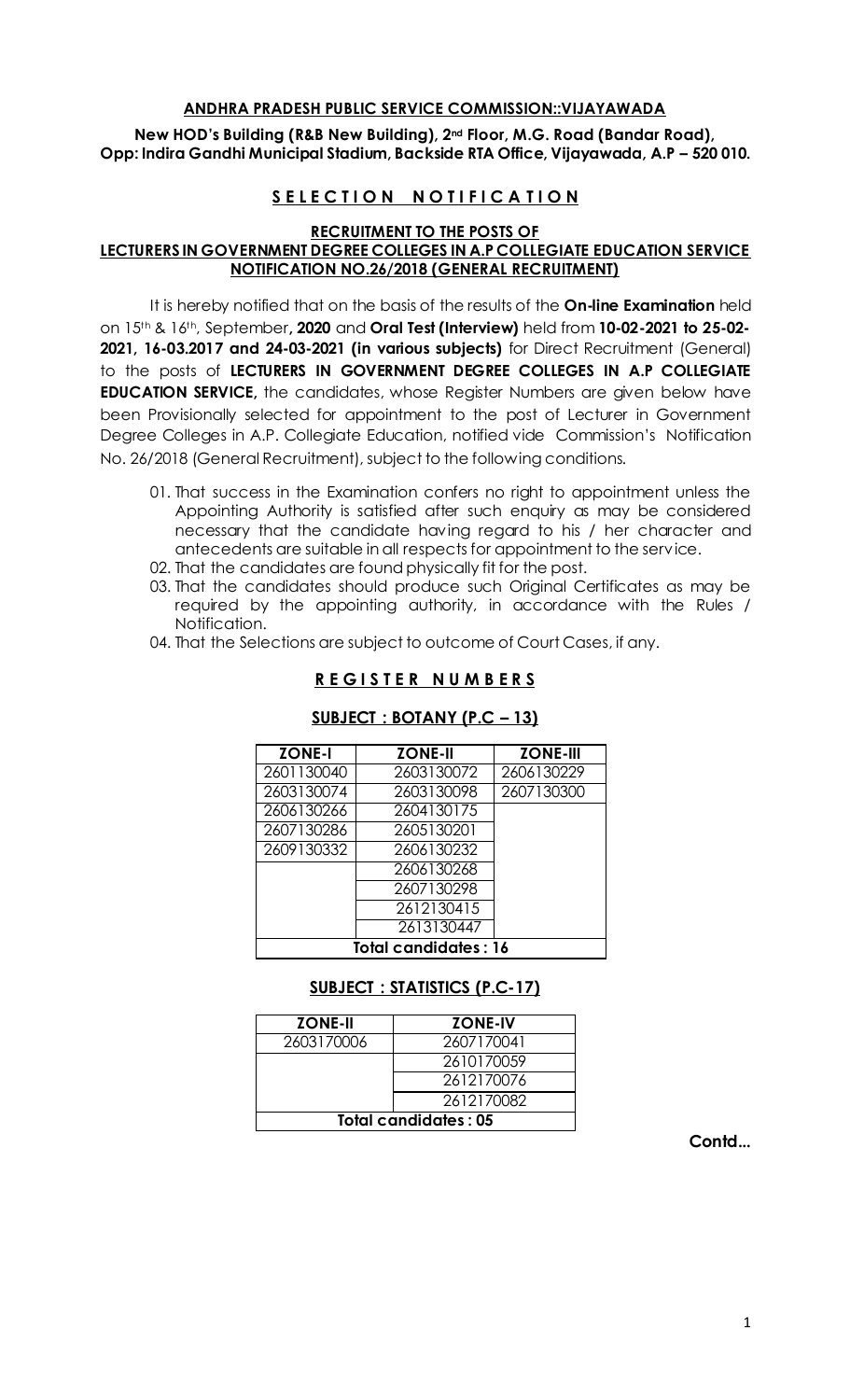**ANDHRA PRADESH PUBLIC SERVICE COMMISSION::VIJAYAWADA**

**New HOD's Building (R&B New Building), 2nd Floor, M.G. Road (Bandar Road), Opp: Indira Gandhi Municipal Stadium, Backside RTA Office, Vijayawada, A.P – 520 010.**

# SELECTION NOTIFICATION

## RECRUITMENT TO THE POSTS OF LECTURERS IN GOVERNMENT DEGREE COLLEGES IN A.P COLLEGIATE EDUCATION SERVICE NOTIFICATION NO.26/2018 (GENERAL RECRUITMENT)

It is hereby notified that on the basis of the results of the **On-line Examination** held on 15th & 16th, September**, 2020** and **Oral Test (Interview)** held from **10-02-2021 to 25-02-2021, 16-03.2017 and 24-03-2021 (in various subjects)** for Direct Recruitment (General) to the posts of **LECTURERS IN GOVERNMENT DEGREE COLLEGES IN A.P COLLEGIATE EDUCATION SERVICE,** the candidates, whose Register Numbers are given below have been Provisionally selected for appointment to the post of Lecturer in Government Degree Colleges in A.P. Collegiate Education, notified vide Commission's Notification No. 26/2018 (General Recruitment), subject to the following conditions.

01. That success in the Examination confers no right to appointment unless the Appointing Authority is satisfied after such enquiry as may be considered necessary that the candidate having regard to his / her character and antecedents are suitable in all respects for appointment to the service.
02. That the candidates are found physically fit for the post.
03. That the candidates should produce such Original Certificates as may be required by the appointing authority, in accordance with the Rules / Notification.
04. That the Selections are subject to outcome of Court Cases, if any.

## REGISTER NUMBERS

### SUBJECT : BOTANY (P.C – 13)

| ZONE-I | ZONE-II | ZONE-III |
|---|---|---|
| 2601130040 | 2603130072 | 2606130229 |
| 2603130074 | 2603130098 | 2607130300 |
| 2606130266 | 2604130175 | |
| 2607130286 | 2605130201 | |
| 2609130332 | 2606130232 | |
| | 2606130268 | |
| | 2607130298 | |
| | 2612130415 | |
| | 2613130447 | |
| **Total candidates : 16** | | |

### SUBJECT : STATISTICS (P.C-17)

| ZONE-II | ZONE-IV |
|---|---|
| 2603170006 | 2607170041 |
| | 2610170059 |
| | 2612170076 |
| | 2612170082 |
| **Total candidates : 05** | |

**Contd...**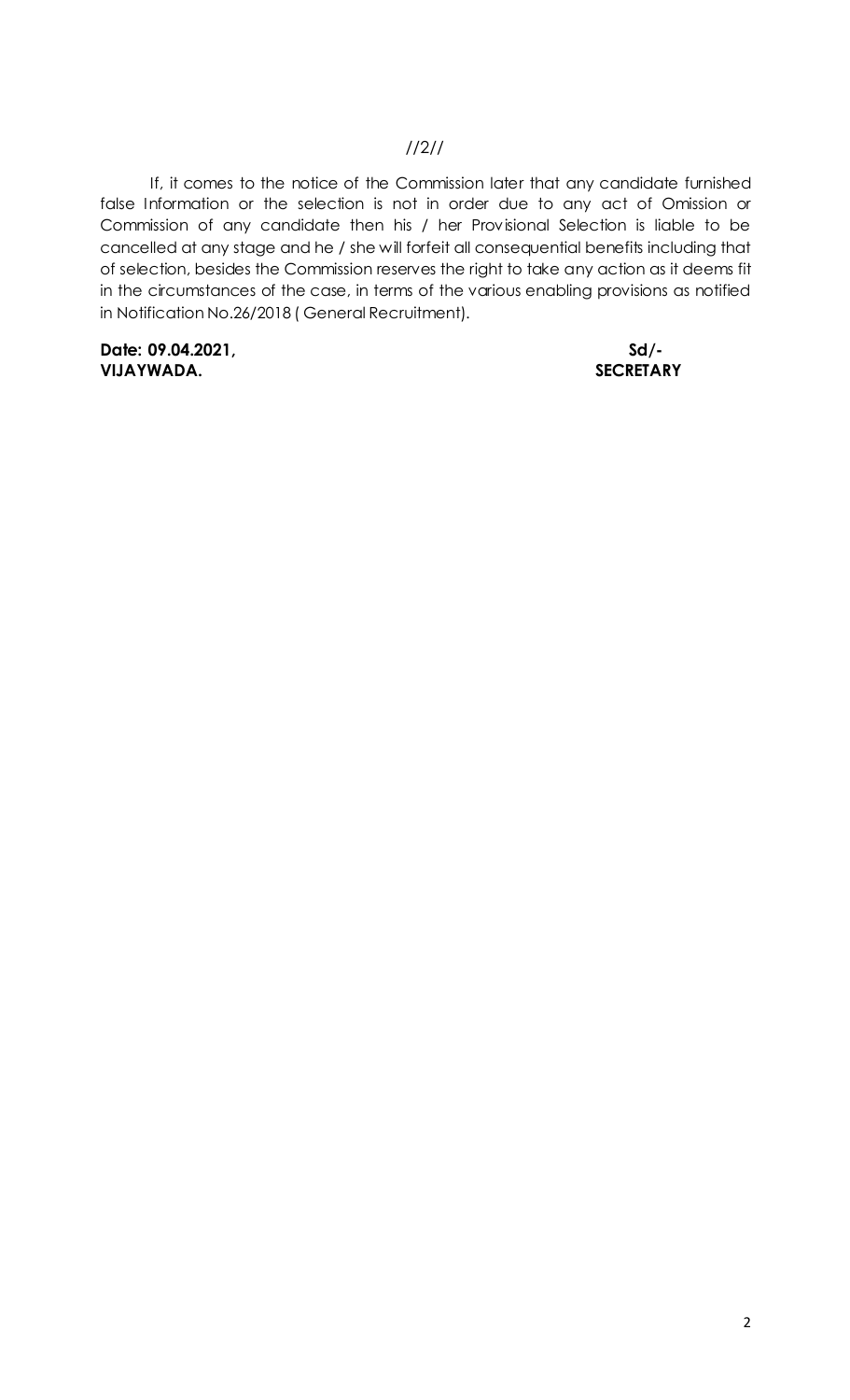//2//

If, it comes to the notice of the Commission later that any candidate furnished false Information or the selection is not in order due to any act of Omission or Commission of any candidate then his / her Provisional Selection is liable to be cancelled at any stage and he / she will forfeit all consequential benefits including that of selection, besides the Commission reserves the right to take any action as it deems fit in the circumstances of the case, in terms of the various enabling provisions as notified in Notification No.26/2018 ( General Recruitment).

**Date: 09.04.2021,** **Sd/-**
**VIJAYWADA.** **SECRETARY**